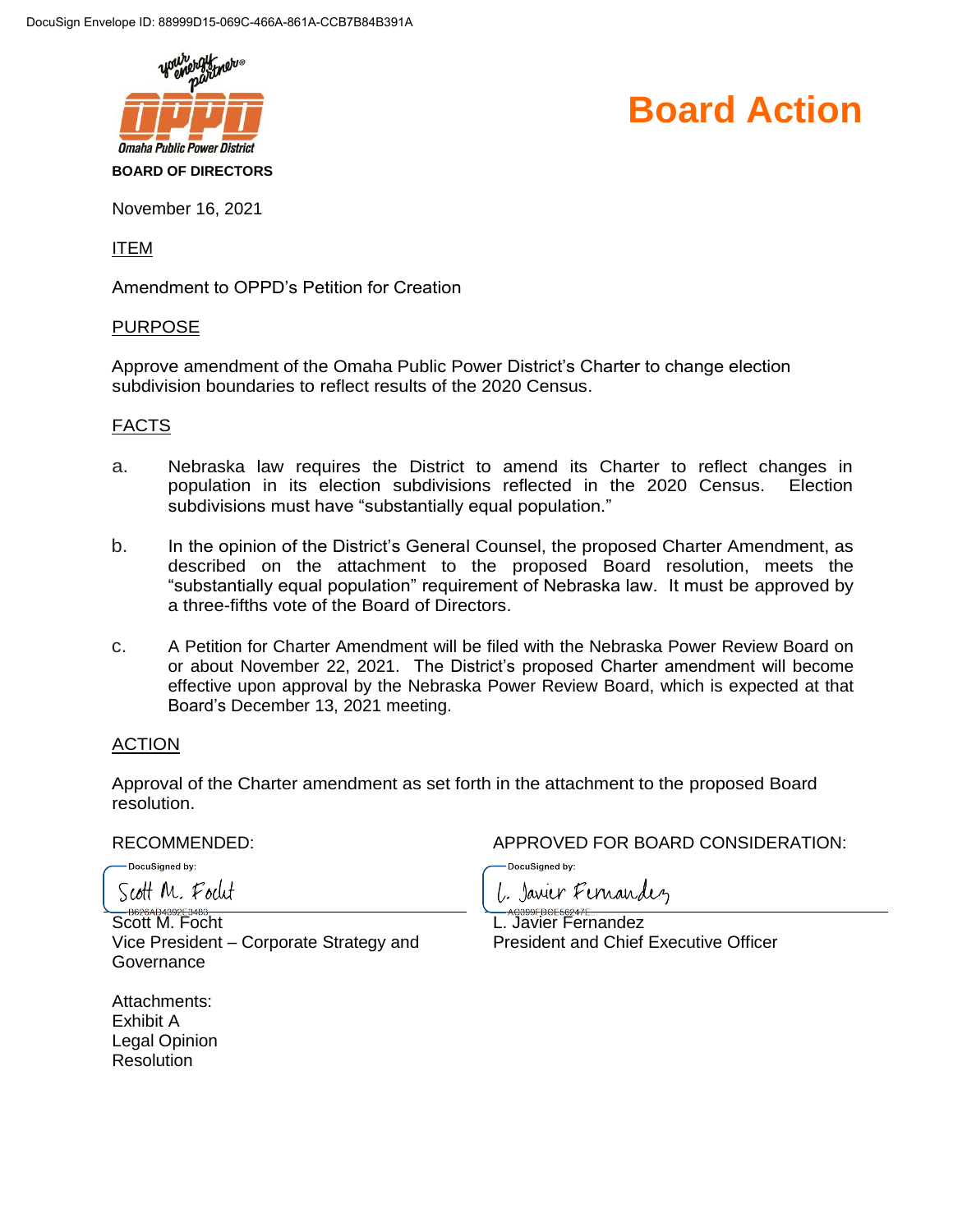DocuSign Envelope ID: 88999D15-069C-466A-861A-CCB7B84B391A

Omaha Public Power District

**BOARD OF DIRECTORS**

# Board Action

November 16, 2021

ITEM

Amendment to OPPD's Petition for Creation

PURPOSE

Approve amendment of the Omaha Public Power District's Charter to change election subdivision boundaries to reflect results of the 2020 Census.

FACTS

a. Nebraska law requires the District to amend its Charter to reflect changes in population in its election subdivisions reflected in the 2020 Census. Election subdivisions must have "substantially equal population."

b. In the opinion of the District's General Counsel, the proposed Charter Amendment, as described on the attachment to the proposed Board resolution, meets the "substantially equal population" requirement of Nebraska law. It must be approved by a three-fifths vote of the Board of Directors.

c. A Petition for Charter Amendment will be filed with the Nebraska Power Review Board on or about November 22, 2021. The District's proposed Charter amendment will become effective upon approval by the Nebraska Power Review Board, which is expected at that Board's December 13, 2021 meeting.

ACTION

Approval of the Charter amendment as set forth in the attachment to the proposed Board resolution.

RECOMMENDED:

DocuSigned by:
Scott M. Focht
B626AD4392E3483...

Scott M. Focht
Vice President – Corporate Strategy and Governance

APPROVED FOR BOARD CONSIDERATION:

DocuSigned by:
L. Javier Fernandez
AC399FDCE56247E...

L. Javier Fernandez
President and Chief Executive Officer

Attachments:
Exhibit A
Legal Opinion
Resolution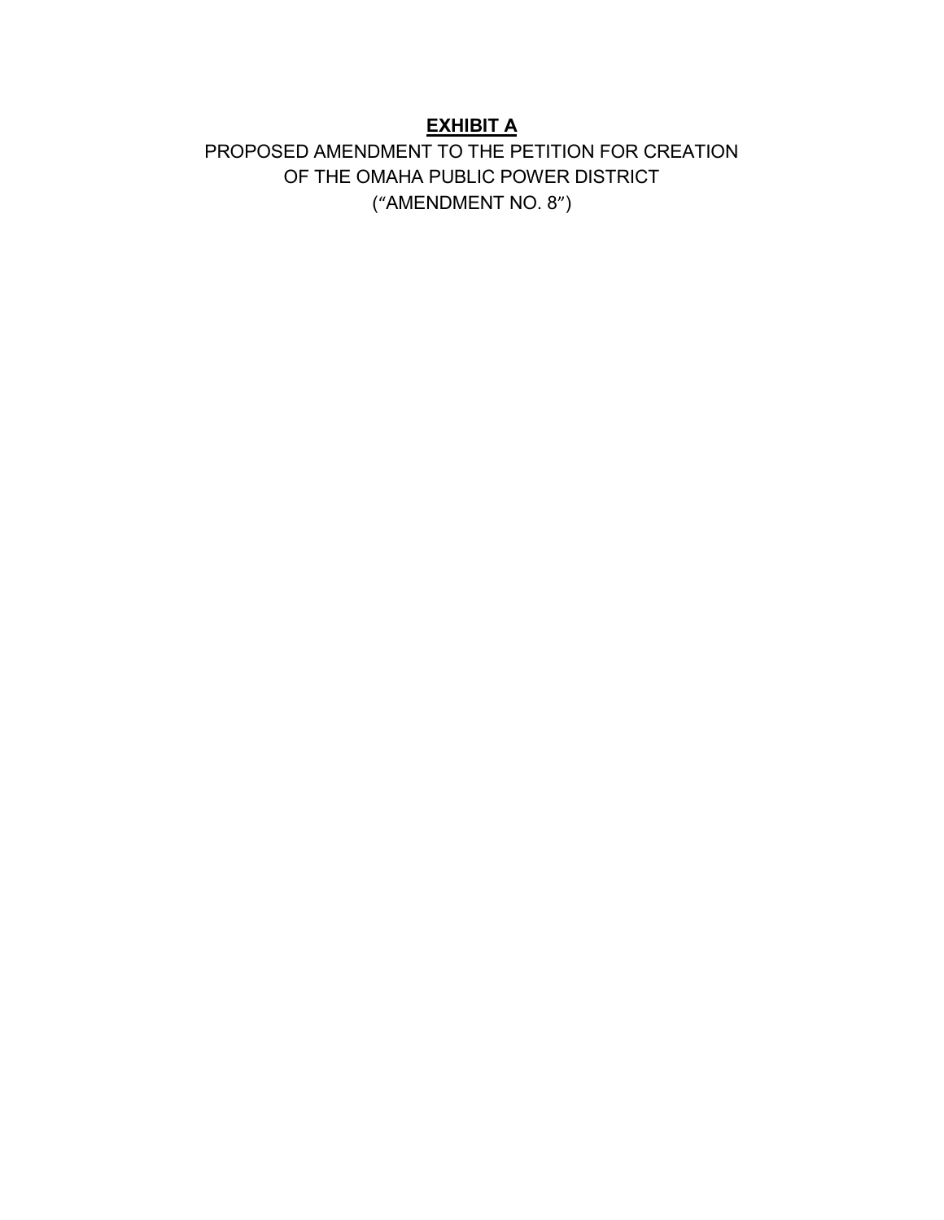# **EXHIBIT A**

PROPOSED AMENDMENT TO THE PETITION FOR CREATION
OF THE OMAHA PUBLIC POWER DISTRICT
("AMENDMENT NO. 8")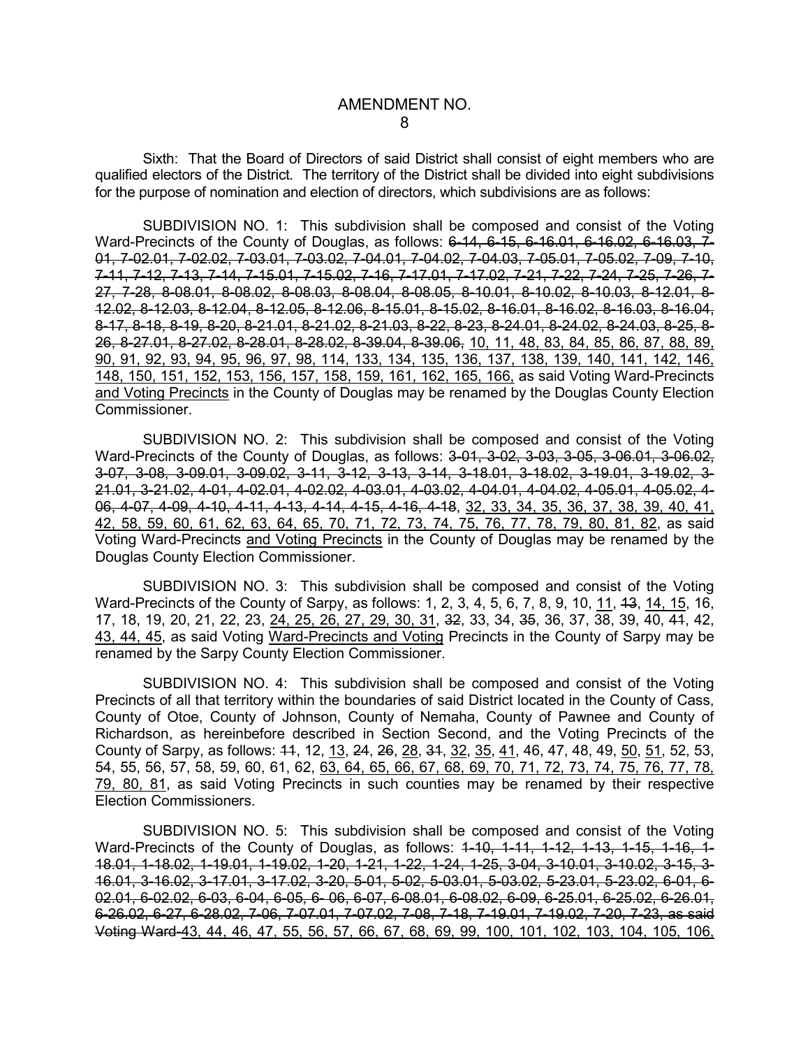# AMENDMENT NO. 8

Sixth: That the Board of Directors of said District shall consist of eight members who are qualified electors of the District. The territory of the District shall be divided into eight subdivisions for the purpose of nomination and election of directors, which subdivisions are as follows:

SUBDIVISION NO. 1: This subdivision shall be composed and consist of the Voting Ward-Precincts of the County of Douglas, as follows: ~~6-14, 6-15, 6-16.01, 6-16.02, 6-16.03, 7-01, 7-02.01, 7-02.02, 7-03.01, 7-03.02, 7-04.01, 7-04.02, 7-04.03, 7-05.01, 7-05.02, 7-09, 7-10, 7-11, 7-12, 7-13, 7-14, 7-15.01, 7-15.02, 7-16, 7-17.01, 7-17.02, 7-21, 7-22, 7-24, 7-25, 7-26, 7-27, 7-28, 8-08.01, 8-08.02, 8-08.03, 8-08.04, 8-08.05, 8-10.01, 8-10.02, 8-10.03, 8-12.01, 8-12.02, 8-12.03, 8-12.04, 8-12.05, 8-12.06, 8-15.01, 8-15.02, 8-16.01, 8-16.02, 8-16.03, 8-16.04, 8-17, 8-18, 8-19, 8-20, 8-21.01, 8-21.02, 8-21.03, 8-22, 8-23, 8-24.01, 8-24.02, 8-24.03, 8-25, 8-26, 8-27.01, 8-27.02, 8-28.01, 8-28.02, 8-39.04, 8-39.06,~~ <u>10, 11, 48, 83, 84, 85, 86, 87, 88, 89, 90, 91, 92, 93, 94, 95, 96, 97, 98, 114, 133, 134, 135, 136, 137, 138, 139, 140, 141, 142, 146, 148, 150, 151, 152, 153, 156, 157, 158, 159, 161, 162, 165, 166,</u> as said Voting Ward-Precincts <u>and Voting Precincts</u> in the County of Douglas may be renamed by the Douglas County Election Commissioner.

SUBDIVISION NO. 2: This subdivision shall be composed and consist of the Voting Ward-Precincts of the County of Douglas, as follows: ~~3-01, 3-02, 3-03, 3-05, 3-06.01, 3-06.02, 3-07, 3-08, 3-09.01, 3-09.02, 3-11, 3-12, 3-13, 3-14, 3-18.01, 3-18.02, 3-19.01, 3-19.02, 3-21.01, 3-21.02, 4-01, 4-02.01, 4-02.02, 4-03.01, 4-03.02, 4-04.01, 4-04.02, 4-05.01, 4-05.02, 4-06, 4-07, 4-09, 4-10, 4-11, 4-13, 4-14, 4-15, 4-16, 4-18~~, <u>32, 33, 34, 35, 36, 37, 38, 39, 40, 41, 42, 58, 59, 60, 61, 62, 63, 64, 65, 70, 71, 72, 73, 74, 75, 76, 77, 78, 79, 80, 81, 82</u>, as said Voting Ward-Precincts <u>and Voting Precincts</u> in the County of Douglas may be renamed by the Douglas County Election Commissioner.

SUBDIVISION NO. 3: This subdivision shall be composed and consist of the Voting Ward-Precincts of the County of Sarpy, as follows: 1, 2, 3, 4, 5, 6, 7, 8, 9, 10, <u>11</u>, ~~13~~, <u>14, 15</u>, 16, 17, 18, 19, 20, 21, 22, 23, <u>24, 25, 26, 27, 29, 30, 31</u>, ~~32~~, 33, 34, ~~35~~, 36, 37, <u>38</u>, 39, <u>40</u>, ~~41~~, 42, <u>43, 44, 45</u>, as said Voting <u>Ward-Precincts and Voting</u> Precincts in the County of Sarpy may be renamed by the Sarpy County Election Commissioner.

SUBDIVISION NO. 4: This subdivision shall be composed and consist of the Voting Precincts of all that territory within the boundaries of said District located in the County of Cass, County of Otoe, County of Johnson, County of Nemaha, County of Pawnee and County of Richardson, as hereinbefore described in Section Second, and the Voting Precincts of the County of Sarpy, as follows: ~~11~~, 12, <u>13</u>, ~~24~~, ~~26~~, <u>28</u>, ~~31~~, <u>32</u>, <u>35</u>, <u>41</u>, 46, 47, 48, 49, <u>50</u>, <u>51</u>, 52, 53, 54, 55, 56, 57, 58, 59, 60, 61, 62, <u>63, 64, 65, 66, 67, 68, 69, 70, 71, 72, 73, 74, 75, 76, 77, 78, 79, 80, 81</u>, as said Voting Precincts in such counties may be renamed by their respective Election Commissioners.

SUBDIVISION NO. 5: This subdivision shall be composed and consist of the Voting Ward-Precincts of the County of Douglas, as follows: ~~1-10, 1-11, 1-12, 1-13, 1-15, 1-16, 1-18.01, 1-18.02, 1-19.01, 1-19.02, 1-20, 1-21, 1-22, 1-24, 1-25, 3-04, 3-10.01, 3-10.02, 3-15, 3-16.01, 3-16.02, 3-17.01, 3-17.02, 3-20, 5-01, 5-02, 5-03.01, 5-03.02, 5-23.01, 5-23.02, 6-01, 6-02.01, 6-02.02, 6-03, 6-04, 6-05, 6- 06, 6-07, 6-08.01, 6-08.02, 6-09, 6-25.01, 6-25.02, 6-26.01, 6-26.02, 6-27, 6-28.02, 7-06, 7-07.01, 7-07.02, 7-08, 7-18, 7-19.01, 7-19.02, 7-20, 7-23, as said Voting Ward-~~<u>43, 44, 46, 47, 55, 56, 57, 66, 67, 68, 69, 99, 100, 101, 102, 103, 104, 105, 106,</u>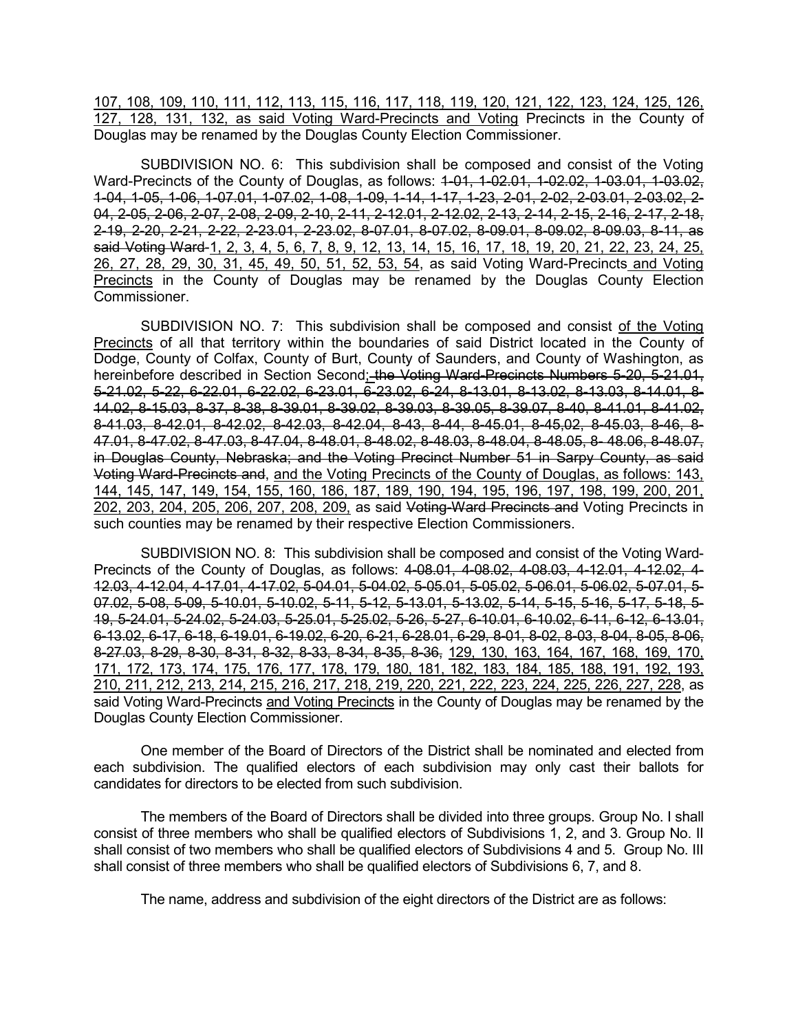<u>107, 108, 109, 110, 111, 112, 113, 115, 116, 117, 118, 119, 120, 121, 122, 123, 124, 125, 126, 127, 128, 131, 132, as said Voting Ward-Precincts and Voting</u> Precincts in the County of Douglas may be renamed by the Douglas County Election Commissioner.

SUBDIVISION NO. 6: This subdivision shall be composed and consist of the Voting Ward-Precincts of the County of Douglas, as follows: ~~1-01, 1-02.01, 1-02.02, 1-03.01, 1-03.02, 1-04, 1-05, 1-06, 1-07.01, 1-07.02, 1-08, 1-09, 1-14, 1-17, 1-23, 2-01, 2-02, 2-03.01, 2-03.02, 2-04, 2-05, 2-06, 2-07, 2-08, 2-09, 2-10, 2-11, 2-12.01, 2-12.02, 2-13, 2-14, 2-15, 2-16, 2-17, 2-18, 2-19, 2-20, 2-21, 2-22, 2-23.01, 2-23.02, 8-07.01, 8-07.02, 8-09.01, 8-09.02, 8-09.03, 8-11, as said Voting Ward~~ <u>1, 2, 3, 4, 5, 6, 7, 8, 9, 12, 13, 14, 15, 16, 17, 18, 19, 20, 21, 22, 23, 24, 25, 26, 27, 28, 29, 30, 31, 45, 49, 50, 51, 52, 53, 54</u>, as said Voting Ward-Precincts<u> and Voting Precincts</u> in the County of Douglas may be renamed by the Douglas County Election Commissioner.

SUBDIVISION NO. 7: This subdivision shall be composed and consist <u>of the Voting Precincts</u> of all that territory within the boundaries of said District located in the County of Dodge, County of Colfax, County of Burt, County of Saunders, and County of Washington, as hereinbefore described in Section Second<u>;</u>~~, the Voting Ward-Precincts Numbers 5-20, 5-21.01, 5-21.02, 5-22, 6-22.01, 6-22.02, 6-23.01, 6-23.02, 6-24, 8-13.01, 8-13.02, 8-13.03, 8-14.01, 8-14.02, 8-15.03, 8-37, 8-38, 8-39.01, 8-39.02, 8-39.03, 8-39.05, 8-39.07, 8-40, 8-41.01, 8-41.02, 8-41.03, 8-42.01, 8-42.02, 8-42.03, 8-42.04, 8-43, 8-44, 8-45.01, 8-45,02, 8-45.03, 8-46, 8-47.01, 8-47.02, 8-47.03, 8-47.04, 8-48.01, 8-48.02, 8-48.03, 8-48.04, 8-48.05, 8- 48.06, 8-48.07, in Douglas County, Nebraska; and the Voting Precinct Number 51 in Sarpy County, as said Voting Ward-Precincts and,~~ <u>and the Voting Precincts of the County of Douglas, as follows: 143, 144, 145, 147, 149, 154, 155, 160, 186, 187, 189, 190, 194, 195, 196, 197, 198, 199, 200, 201, 202, 203, 204, 205, 206, 207, 208, 209,</u> as said ~~Voting Ward Precincts and~~ Voting Precincts in such counties may be renamed by their respective Election Commissioners.

SUBDIVISION NO. 8: This subdivision shall be composed and consist of the Voting Ward-Precincts of the County of Douglas, as follows: ~~4-08.01, 4-08.02, 4-08.03, 4-12.01, 4-12.02, 4-12.03, 4-12.04, 4-17.01, 4-17.02, 5-04.01, 5-04.02, 5-05.01, 5-05.02, 5-06.01, 5-06.02, 5-07.01, 5-07.02, 5-08, 5-09, 5-10.01, 5-10.02, 5-11, 5-12, 5-13.01, 5-13.02, 5-14, 5-15, 5-16, 5-17, 5-18, 5-19, 5-24.01, 5-24.02, 5-24.03, 5-25.01, 5-25.02, 5-26, 5-27, 6-10.01, 6-10.02, 6-11, 6-12, 6-13.01, 6-13.02, 6-17, 6-18, 6-19.01, 6-19.02, 6-20, 6-21, 6-28.01, 6-29, 8-01, 8-02, 8-03, 8-04, 8-05, 8-06, 8-27.03, 8-29, 8-30, 8-31, 8-32, 8-33, 8-34, 8-35, 8-36,~~ <u>129, 130, 163, 164, 167, 168, 169, 170, 171, 172, 173, 174, 175, 176, 177, 178, 179, 180, 181, 182, 183, 184, 185, 188, 191, 192, 193, 210, 211, 212, 213, 214, 215, 216, 217, 218, 219, 220, 221, 222, 223, 224, 225, 226, 227, 228</u>, as said Voting Ward-Precincts <u>and Voting Precincts</u> in the County of Douglas may be renamed by the Douglas County Election Commissioner.

One member of the Board of Directors of the District shall be nominated and elected from each subdivision. The qualified electors of each subdivision may only cast their ballots for candidates for directors to be elected from such subdivision.

The members of the Board of Directors shall be divided into three groups. Group No. I shall consist of three members who shall be qualified electors of Subdivisions 1, 2, and 3. Group No. II shall consist of two members who shall be qualified electors of Subdivisions 4 and 5. Group No. III shall consist of three members who shall be qualified electors of Subdivisions 6, 7, and 8.

The name, address and subdivision of the eight directors of the District are as follows: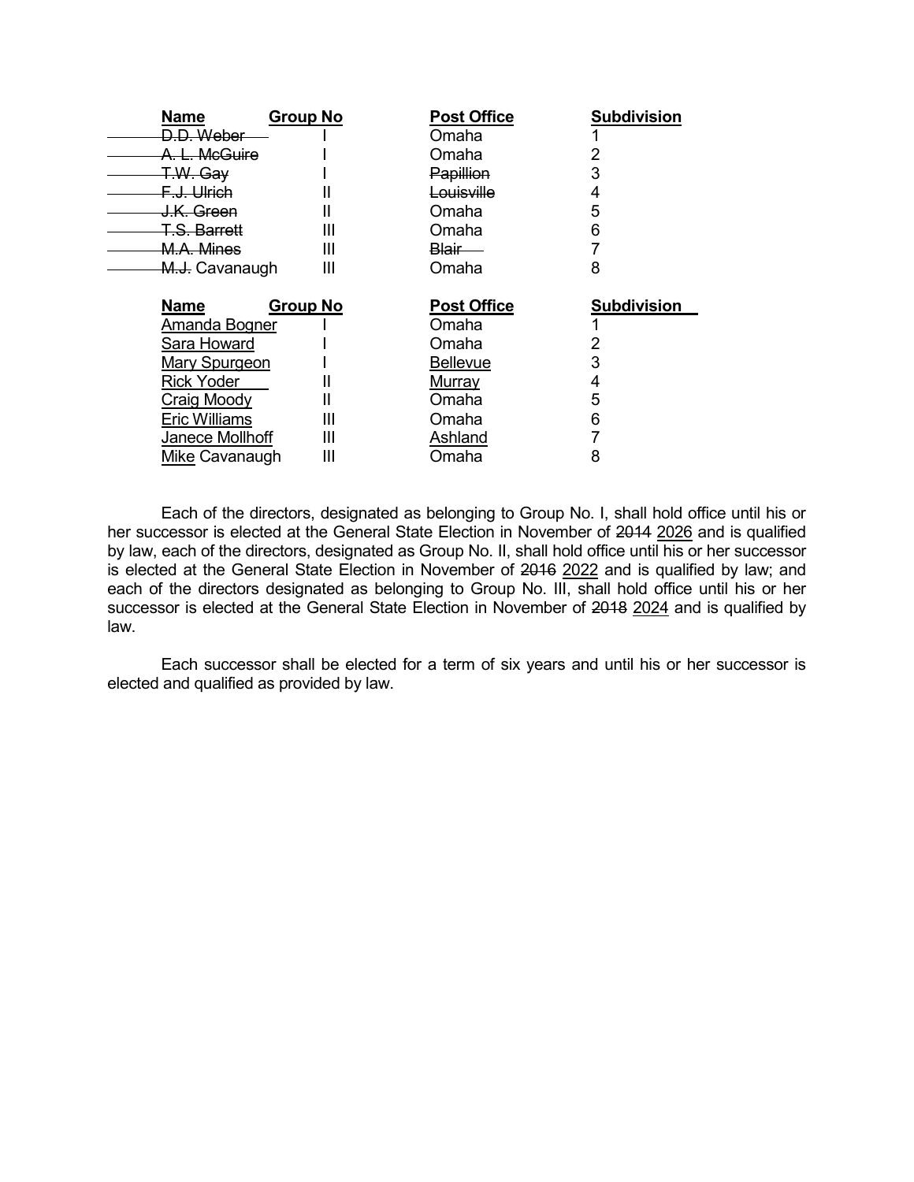| Name | Group No | Post Office | Subdivision |
| --- | --- | --- | --- |
| ~~D.D. Weber~~ | I | Omaha | 1 |
| ~~A. L. McGuire~~ | I | Omaha | 2 |
| ~~T.W. Gay~~ | I | ~~Papillion~~ | 3 |
| ~~F.J. Ulrich~~ | II | ~~Louisville~~ | 4 |
| ~~J.K. Green~~ | II | Omaha | 5 |
| ~~T.S. Barrett~~ | III | Omaha | 6 |
| ~~M.A. Mines~~ | III | ~~Blair~~ | 7 |
| ~~M.J.~~ Cavanaugh | III | Omaha | 8 |

| Name | Group No | Post Office | Subdivision |
| --- | --- | --- | --- |
| <u>Amanda Bogner</u> | I | Omaha | 1 |
| <u>Sara Howard</u> | I | Omaha | 2 |
| <u>Mary Spurgeon</u> | I | <u>Bellevue</u> | 3 |
| <u>Rick Yoder</u> | II | <u>Murray</u> | 4 |
| <u>Craig Moody</u> | II | Omaha | 5 |
| <u>Eric Williams</u> | III | Omaha | 6 |
| <u>Janece Mollhoff</u> | III | <u>Ashland</u> | 7 |
| <u>Mike</u> Cavanaugh | III | Omaha | 8 |

Each of the directors, designated as belonging to Group No. I, shall hold office until his or her successor is elected at the General State Election in November of ~~2014~~ <u>2026</u> and is qualified by law, each of the directors, designated as Group No. II, shall hold office until his or her successor is elected at the General State Election in November of ~~2016~~ <u>2022</u> and is qualified by law; and each of the directors designated as belonging to Group No. III, shall hold office until his or her successor is elected at the General State Election in November of ~~2018~~ <u>2024</u> and is qualified by law.

Each successor shall be elected for a term of six years and until his or her successor is elected and qualified as provided by law.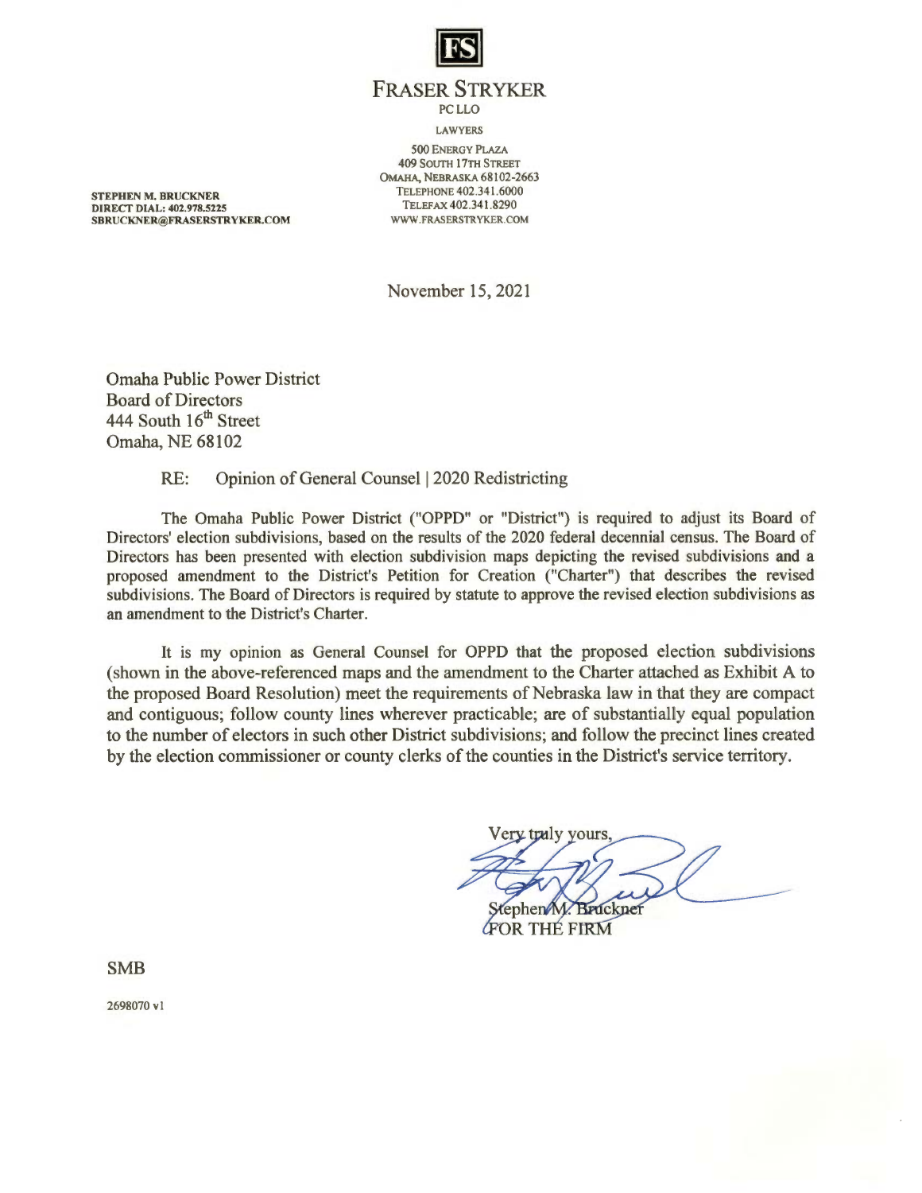**FS**

# FRASER STRYKER

PC LLO

LAWYERS

500 ENERGY PLAZA
409 SOUTH 17TH STREET
OMAHA, NEBRASKA 68102-2663
TELEPHONE 402.341.6000
TELEFAX 402.341.8290
WWW.FRASERSTRYKER.COM

**STEPHEN M. BRUCKNER**
**DIRECT DIAL: 402.978.5225**
**SBRUCKNER@FRASERSTRYKER.COM**

November 15, 2021

Omaha Public Power District
Board of Directors
444 South 16th Street
Omaha, NE 68102

RE: Opinion of General Counsel | 2020 Redistricting

The Omaha Public Power District ("OPPD" or "District") is required to adjust its Board of Directors' election subdivisions, based on the results of the 2020 federal decennial census. The Board of Directors has been presented with election subdivision maps depicting the revised subdivisions and a proposed amendment to the District's Petition for Creation ("Charter") that describes the revised subdivisions. The Board of Directors is required by statute to approve the revised election subdivisions as an amendment to the District's Charter.

It is my opinion as General Counsel for OPPD that the proposed election subdivisions (shown in the above-referenced maps and the amendment to the Charter attached as Exhibit A to the proposed Board Resolution) meet the requirements of Nebraska law in that they are compact and contiguous; follow county lines wherever practicable; are of substantially equal population to the number of electors in such other District subdivisions; and follow the precinct lines created by the election commissioner or county clerks of the counties in the District's service territory.

Very truly yours,

Stephen M. Bruckner
FOR THE FIRM

SMB

2698070 v1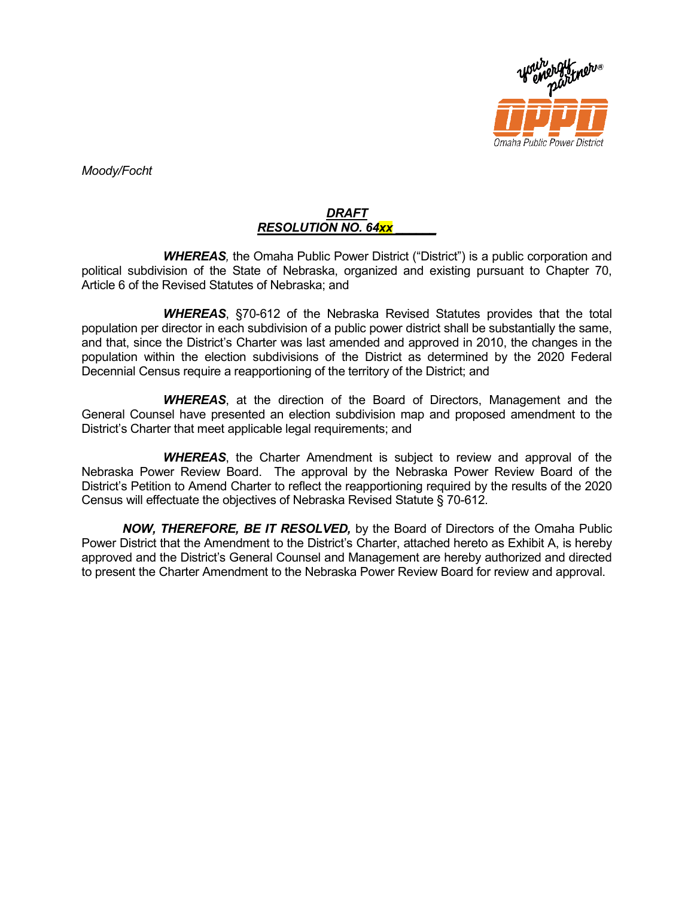*Moody/Focht*

***DRAFT***
***RESOLUTION NO. 64xx ______***

***WHEREAS****,* the Omaha Public Power District ("District") is a public corporation and political subdivision of the State of Nebraska, organized and existing pursuant to Chapter 70, Article 6 of the Revised Statutes of Nebraska; and

***WHEREAS***, §70-612 of the Nebraska Revised Statutes provides that the total population per director in each subdivision of a public power district shall be substantially the same, and that, since the District's Charter was last amended and approved in 2010, the changes in the population within the election subdivisions of the District as determined by the 2020 Federal Decennial Census require a reapportioning of the territory of the District; and

***WHEREAS***, at the direction of the Board of Directors, Management and the General Counsel have presented an election subdivision map and proposed amendment to the District's Charter that meet applicable legal requirements; and

***WHEREAS***, the Charter Amendment is subject to review and approval of the Nebraska Power Review Board. The approval by the Nebraska Power Review Board of the District's Petition to Amend Charter to reflect the reapportioning required by the results of the 2020 Census will effectuate the objectives of Nebraska Revised Statute § 70-612.

***NOW, THEREFORE, BE IT RESOLVED,*** by the Board of Directors of the Omaha Public Power District that the Amendment to the District's Charter, attached hereto as Exhibit A, is hereby approved and the District's General Counsel and Management are hereby authorized and directed to present the Charter Amendment to the Nebraska Power Review Board for review and approval.